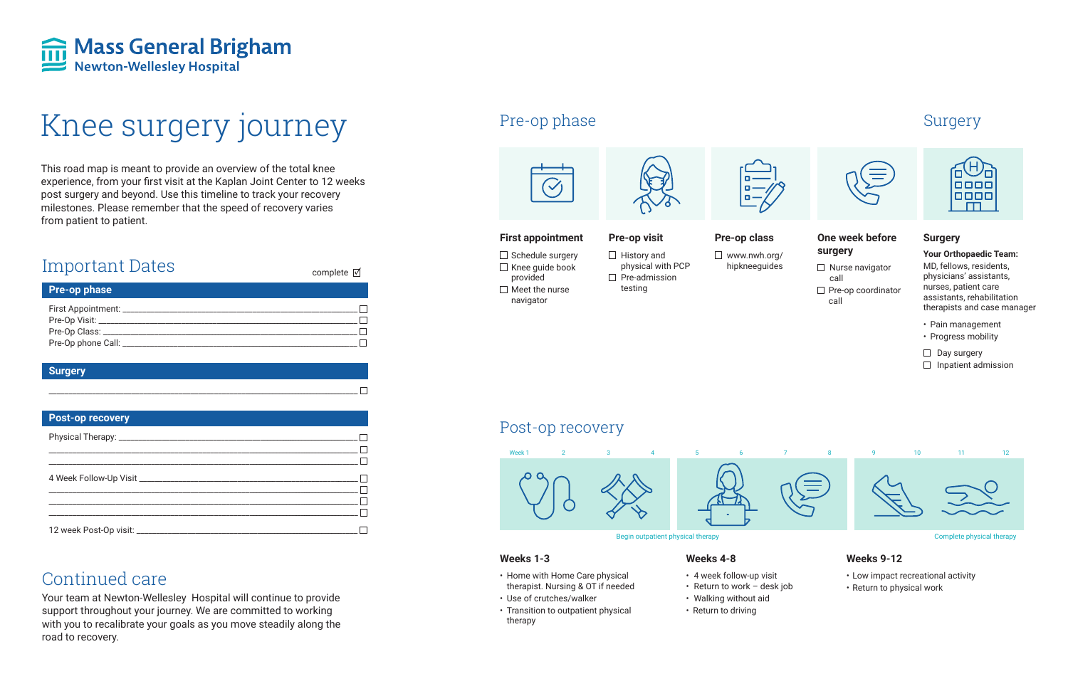# Mass General Brigham
Newton-Wellesley Hospital

# Knee surgery journey

This road map is meant to provide an overview of the total knee experience, from your first visit at the Kaplan Joint Center to 12 weeks post surgery and beyond. Use this timeline to track your recovery milestones. Please remember that the speed of recovery varies from patient to patient.

## Important Dates

complete ☑

**Pre-op phase**

First Appointment: ______________________ ☐
Pre-Op Visit: ______________________ ☐
Pre-Op Class: ______________________ ☐
Pre-Op phone Call: ______________________ ☐

**Surgery**

______________________ ☐

**Post-op recovery**

Physical Therapy: ______________________ ☐
______________________ ☐
______________________ ☐

4 Week Follow-Up Visit ______________________ ☐
______________________ ☐
______________________ ☐
______________________ ☐

12 week Post-Op visit: ______________________ ☐

## Continued care

Your team at Newton-Wellesley Hospital will continue to provide support throughout your journey. We are committed to working with you to recalibrate your goals as you move steadily along the road to recovery.

## Pre-op phase

### First appointment

- ☐ Schedule surgery
- ☐ Knee guide book provided
- ☐ Meet the nurse navigator

### Pre-op visit

- ☐ History and physical with PCP
- ☐ Pre-admission testing

### Pre-op class

- ☐ www.nwh.org/hipkneeguides

### One week before surgery

- ☐ Nurse navigator call
- ☐ Pre-op coordinator call

## Surgery

### Surgery

**Your Orthopaedic Team:** MD, fellows, residents, physicians' assistants, nurses, patient care assistants, rehabilitation therapists and case manager

- Pain management
- Progress mobility

- ☐ Day surgery
- ☐ Inpatient admission

## Post-op recovery

Week 1 · 2 · 3 · 4 · 5 · 6 · 7 · 8 · 9 · 10 · 11 · 12

Begin outpatient physical therapy

Complete physical therapy

### Weeks 1-3

- Home with Home Care physical therapist. Nursing & OT if needed
- Use of crutches/walker
- Transition to outpatient physical therapy

### Weeks 4-8

- 4 week follow-up visit
- Return to work – desk job
- Walking without aid
- Return to driving

### Weeks 9-12

- Low impact recreational activity
- Return to physical work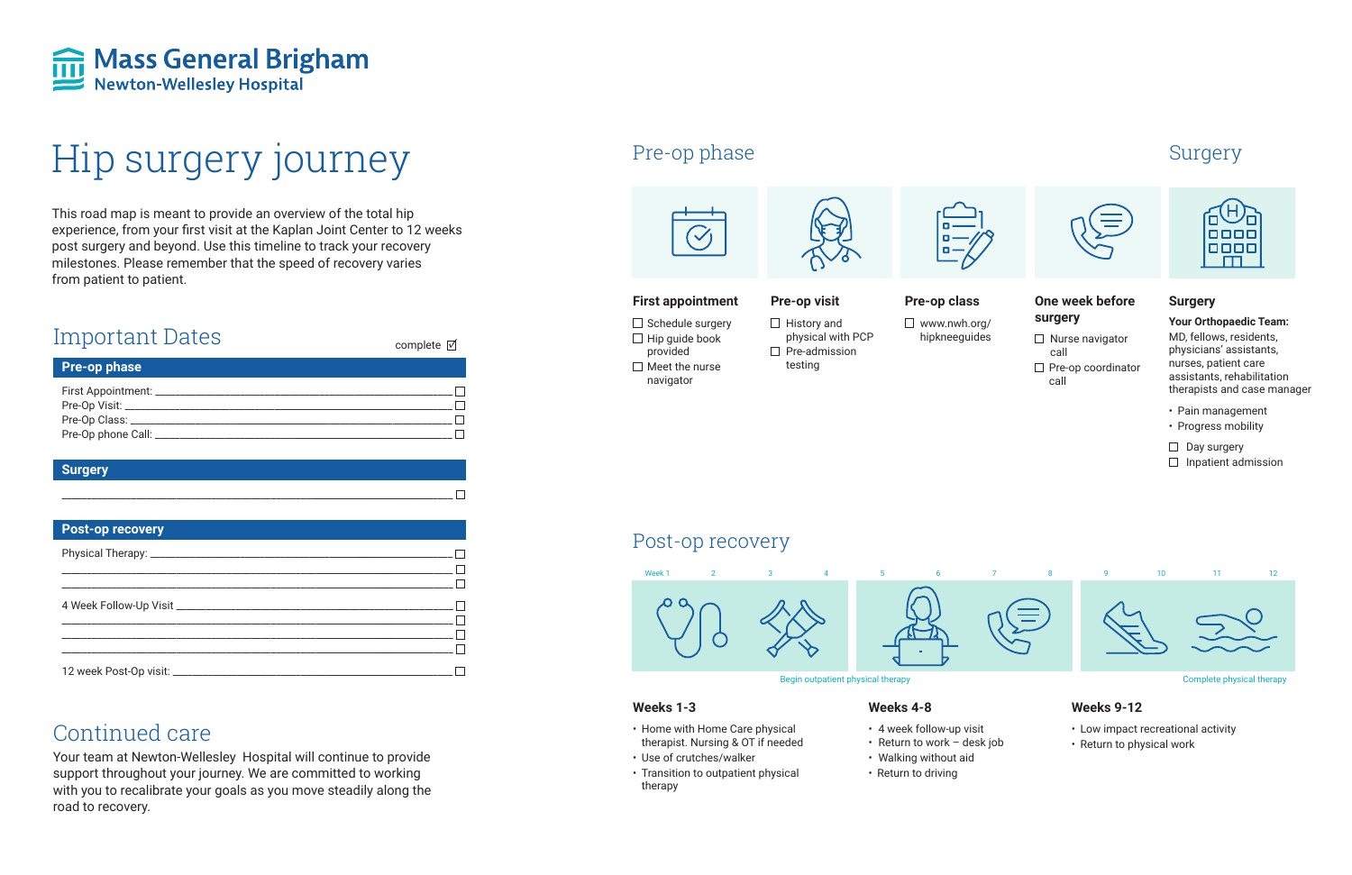**Mass General Brigham**
**Newton-Wellesley Hospital**

# Hip surgery journey

This road map is meant to provide an overview of the total hip experience, from your first visit at the Kaplan Joint Center to 12 weeks post surgery and beyond. Use this timeline to track your recovery milestones. Please remember that the speed of recovery varies from patient to patient.

## Important Dates

complete ☑

**Pre-op phase**

First Appointment: ______________________ ☐
Pre-Op Visit: ______________________ ☐
Pre-Op Class: ______________________ ☐
Pre-Op phone Call: ______________________ ☐

**Surgery**

______________________ ☐

**Post-op recovery**

Physical Therapy: ______________________ ☐
______________________ ☐
______________________ ☐

4 Week Follow-Up Visit ______________________ ☐
______________________ ☐
______________________ ☐
______________________ ☐

12 week Post-Op visit: ______________________ ☐

## Continued care

Your team at Newton-Wellesley Hospital will continue to provide support throughout your journey. We are committed to working with you to recalibrate your goals as you move steadily along the road to recovery.

## Pre-op phase

**First appointment**

- ☐ Schedule surgery
- ☐ Hip guide book provided
- ☐ Meet the nurse navigator

**Pre-op visit**

- ☐ History and physical with PCP
- ☐ Pre-admission testing

**Pre-op class**

- ☐ www.nwh.org/hipkneeguides

**One week before surgery**

- ☐ Nurse navigator call
- ☐ Pre-op coordinator call

## Surgery

**Surgery**

**Your Orthopaedic Team:**
MD, fellows, residents, physicians' assistants, nurses, patient care assistants, rehabilitation therapists and case manager

- Pain management
- Progress mobility

- ☐ Day surgery
- ☐ Inpatient admission

## Post-op recovery

Week 1 2 3 4 5 6 7 8 9 10 11 12

Begin outpatient physical therapy

Complete physical therapy

**Weeks 1-3**

- Home with Home Care physical therapist. Nursing & OT if needed
- Use of crutches/walker
- Transition to outpatient physical therapy

**Weeks 4-8**

- 4 week follow-up visit
- Return to work – desk job
- Walking without aid
- Return to driving

**Weeks 9-12**

- Low impact recreational activity
- Return to physical work